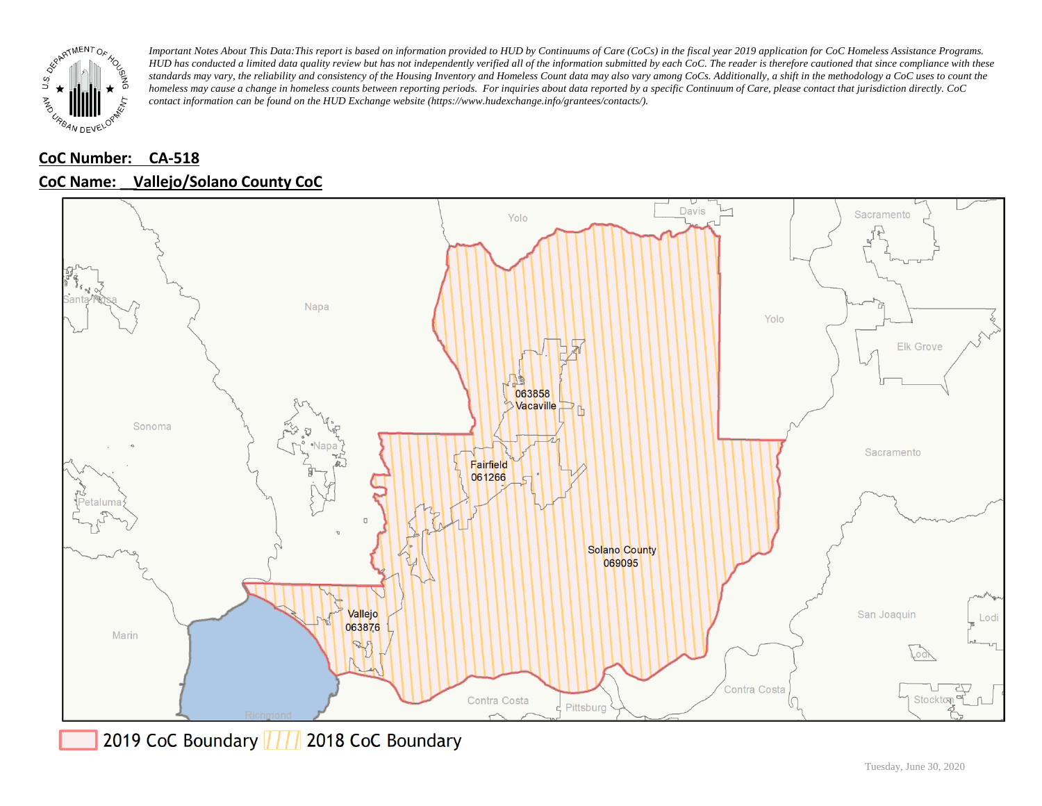*Important Notes About This Data: This report is based on information provided to HUD by Continuums of Care (CoCs) in the fiscal year 2019 application for CoC Homeless Assistance Programs. HUD has conducted a limited data quality review but has not independently verified all of the information submitted by each CoC. The reader is therefore cautioned that since compliance with these standards may vary, the reliability and consistency of the Housing Inventory and Homeless Count data may also vary among CoCs. Additionally, a shift in the methodology a CoC uses to count the homeless may cause a change in homeless counts between reporting periods. For inquiries about data reported by a specific Continuum of Care, please contact that jurisdiction directly. CoC contact information can be found on the HUD Exchange website (https://www.hudexchange.info/grantees/contacts/).*

**CoC Number: CA-518**

**CoC Name: Vallejo/Solano County CoC**

2019 CoC Boundary | 2018 CoC Boundary

Tuesday, June 30, 2020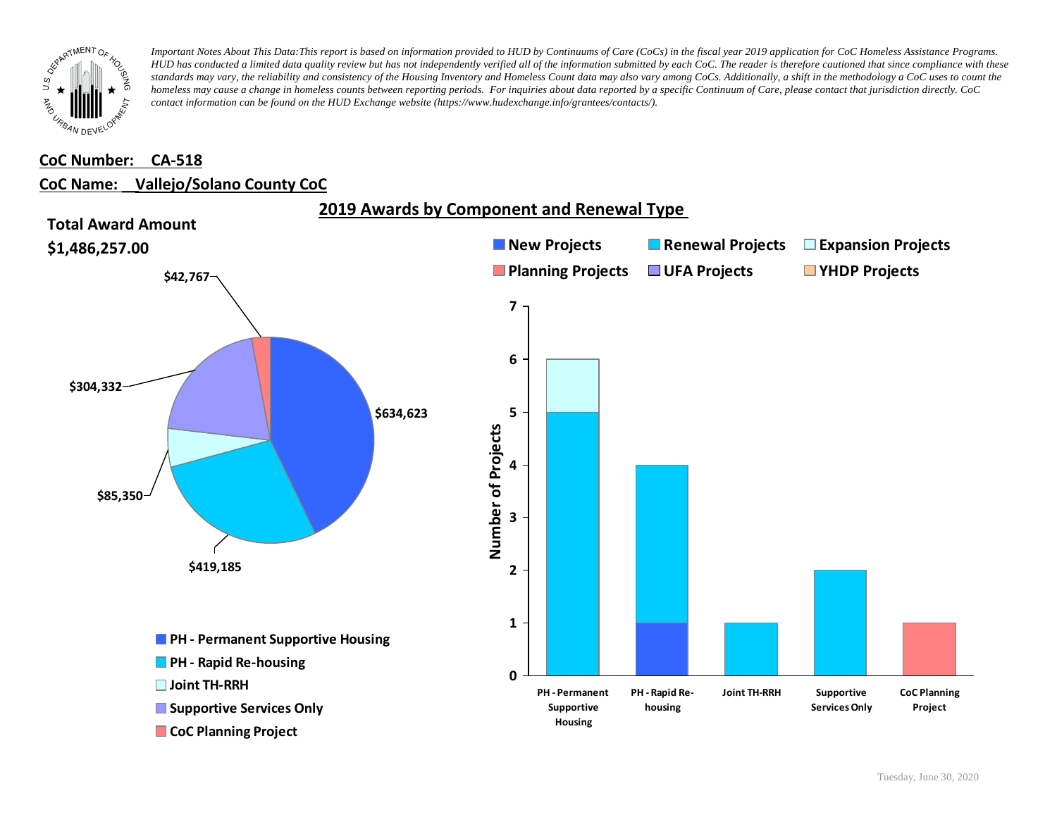*Important Notes About This Data:This report is based on information provided to HUD by Continuums of Care (CoCs) in the fiscal year 2019 application for CoC Homeless Assistance Programs. HUD has conducted a limited data quality review but has not independently verified all of the information submitted by each CoC. The reader is therefore cautioned that since compliance with these standards may vary, the reliability and consistency of the Housing Inventory and Homeless Count data may also vary among CoCs. Additionally, a shift in the methodology a CoC uses to count the homeless may cause a change in homeless counts between reporting periods. For inquiries about data reported by a specific Continuum of Care, please contact that jurisdiction directly. CoC contact information can be found on the HUD Exchange website (https://www.hudexchange.info/grantees/contacts/).*

**CoC Number: CA-518**

**CoC Name: Vallejo/Solano County CoC**

## 2019 Awards by Component and Renewal Type

**Total Award Amount**

**$1,486,257.00**

| Component | Award Amount |
|---|---|
| PH - Permanent Supportive Housing | $634,623 |
| PH - Rapid Re-housing | $419,185 |
| Joint TH-RRH | $85,350 |
| Supportive Services Only | $304,332 |
| CoC Planning Project | $42,767 |

**Number of Projects**

| Component | New Projects | Renewal Projects | Expansion Projects | Planning Projects | UFA Projects | YHDP Projects |
|---|---|---|---|---|---|---|
| PH - Permanent Supportive Housing | | 5 | 1 | | | |
| PH - Rapid Re-housing | 1 | 3 | | | | |
| Joint TH-RRH | | 1 | | | | |
| Supportive Services Only | | 2 | | | | |
| CoC Planning Project | | | | 1 | | |

Tuesday, June 30, 2020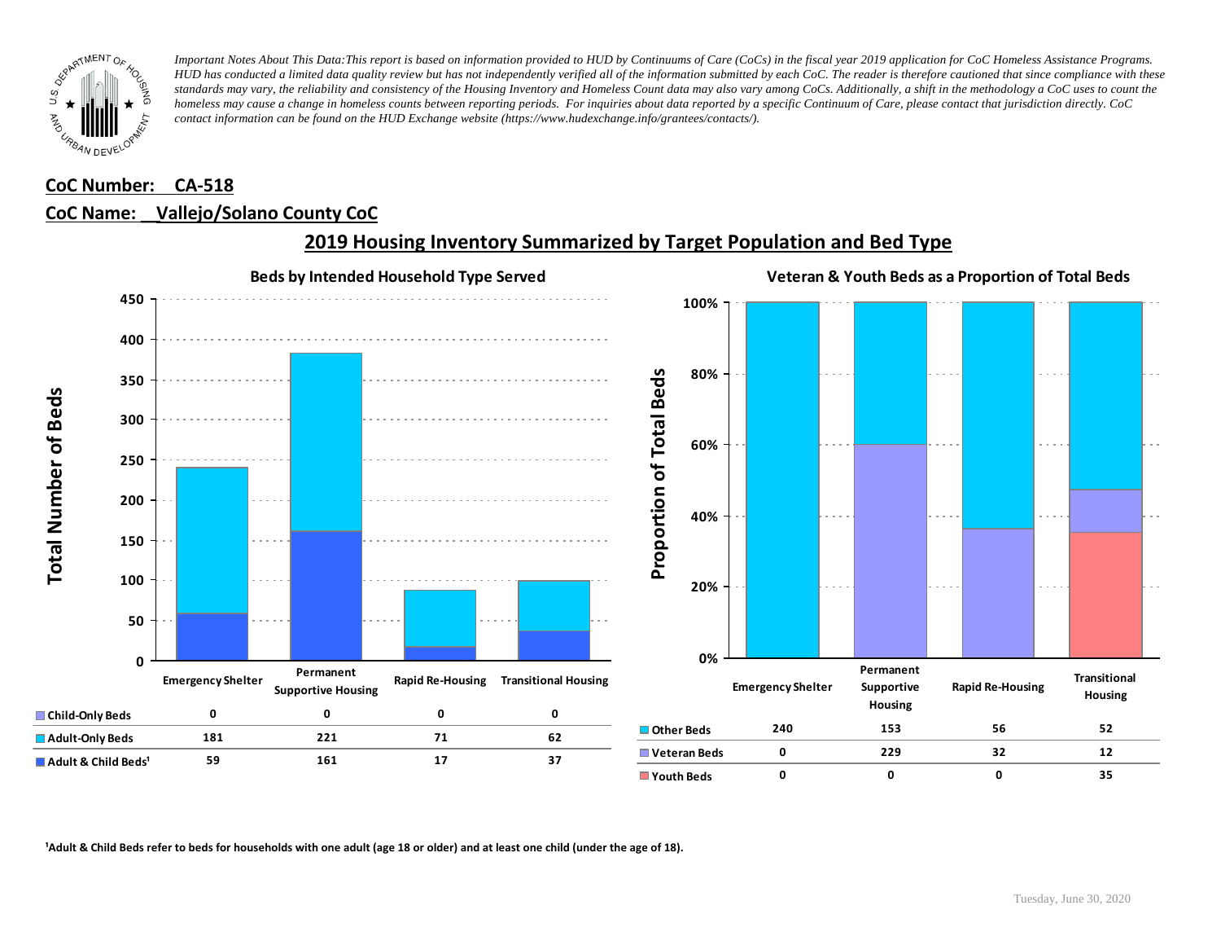*Important Notes About This Data:This report is based on information provided to HUD by Continuums of Care (CoCs) in the fiscal year 2019 application for CoC Homeless Assistance Programs. HUD has conducted a limited data quality review but has not independently verified all of the information submitted by each CoC. The reader is therefore cautioned that since compliance with these standards may vary, the reliability and consistency of the Housing Inventory and Homeless Count data may also vary among CoCs. Additionally, a shift in the methodology a CoC uses to count the homeless may cause a change in homeless counts between reporting periods. For inquiries about data reported by a specific Continuum of Care, please contact that jurisdiction directly. CoC contact information can be found on the HUD Exchange website (https://www.hudexchange.info/grantees/contacts/).*

**CoC Number: CA-518**

**CoC Name: Vallejo/Solano County CoC**

## 2019 Housing Inventory Summarized by Target Population and Bed Type

### Beds by Intended Household Type Served

| | Emergency Shelter | Permanent Supportive Housing | Rapid Re-Housing | Transitional Housing |
|---|---|---|---|---|
| Child-Only Beds | 0 | 0 | 0 | 0 |
| Adult-Only Beds | 181 | 221 | 71 | 62 |
| Adult & Child Beds[1] | 59 | 161 | 17 | 37 |

### Veteran & Youth Beds as a Proportion of Total Beds

| | Emergency Shelter | Permanent Supportive Housing | Rapid Re-Housing | Transitional Housing |
|---|---|---|---|---|
| Other Beds | 240 | 153 | 56 | 52 |
| Veteran Beds | 0 | 229 | 32 | 12 |
| Youth Beds | 0 | 0 | 0 | 35 |

[1]Adult & Child Beds refer to beds for households with one adult (age 18 or older) and at least one child (under the age of 18).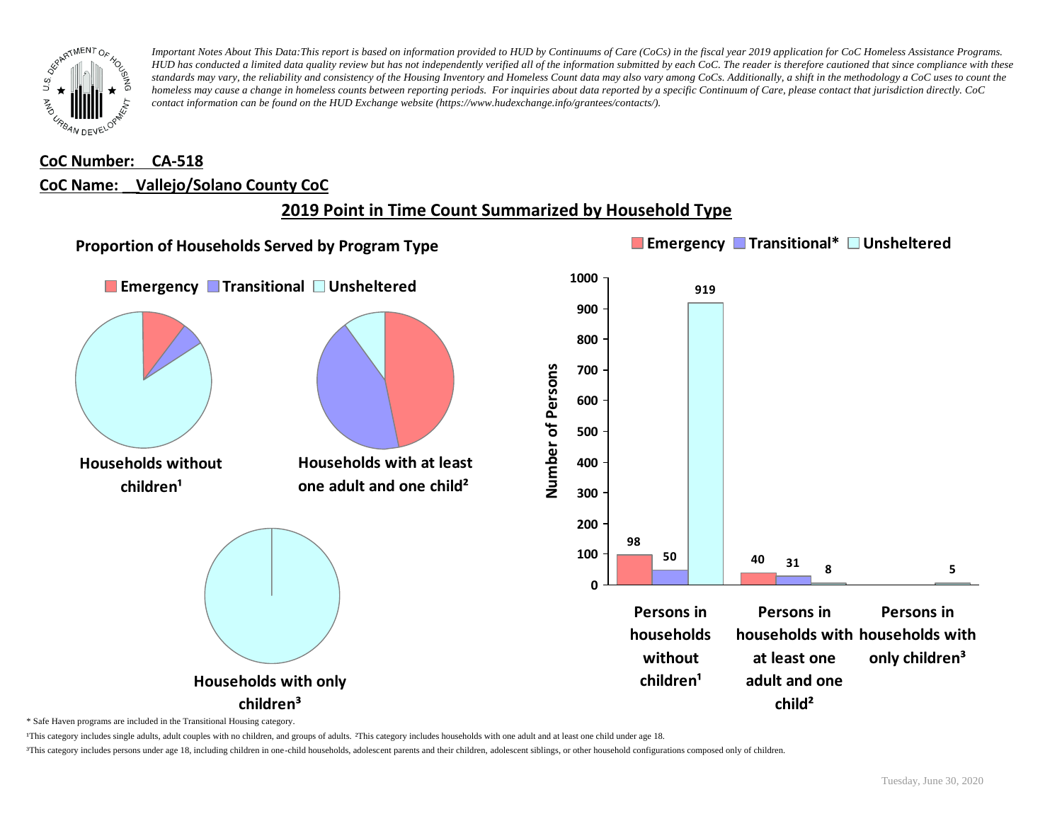*Important Notes About This Data: This report is based on information provided to HUD by Continuums of Care (CoCs) in the fiscal year 2019 application for CoC Homeless Assistance Programs. HUD has conducted a limited data quality review but has not independently verified all of the information submitted by each CoC. The reader is therefore cautioned that since compliance with these standards may vary, the reliability and consistency of the Housing Inventory and Homeless Count data may also vary among CoCs. Additionally, a shift in the methodology a CoC uses to count the homeless may cause a change in homeless counts between reporting periods. For inquiries about data reported by a specific Continuum of Care, please contact that jurisdiction directly. CoC contact information can be found on the HUD Exchange website (https://www.hudexchange.info/grantees/contacts/).*

**CoC Number: CA-518**

**CoC Name: Vallejo/Solano County CoC**

## 2019 Point in Time Count Summarized by Household Type

### Proportion of Households Served by Program Type

Emergency | Transitional | Unsheltered

**Households without children[1]**

**Households with at least one adult and one child[2]**

**Households with only children[3]**

Emergency | Transitional* | Unsheltered

| | Emergency | Transitional* | Unsheltered |
|---|---|---|---|
| Persons in households without children[1] | 98 | 50 | 919 |
| Persons in households with at least one adult and one child[2] | 40 | 31 | 8 |
| Persons in households with only children[3] | | | 5 |

\* Safe Haven programs are included in the Transitional Housing category.

[1]This category includes single adults, adult couples with no children, and groups of adults. [2]This category includes households with one adult and at least one child under age 18.

[3]This category includes persons under age 18, including children in one-child households, adolescent parents and their children, adolescent siblings, or other household configurations composed only of children.

Tuesday, June 30, 2020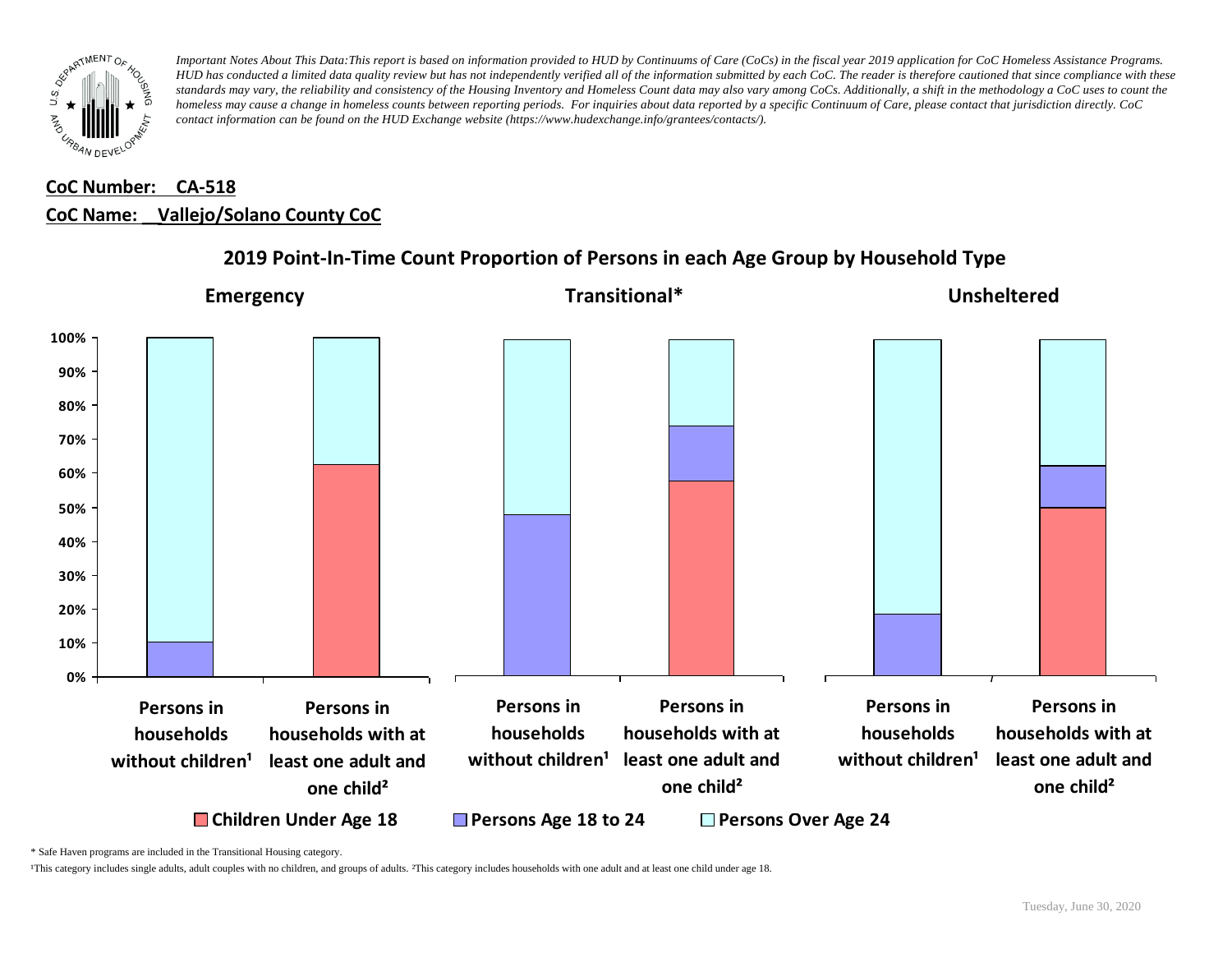*Important Notes About This Data:This report is based on information provided to HUD by Continuums of Care (CoCs) in the fiscal year 2019 application for CoC Homeless Assistance Programs. HUD has conducted a limited data quality review but has not independently verified all of the information submitted by each CoC. The reader is therefore cautioned that since compliance with these standards may vary, the reliability and consistency of the Housing Inventory and Homeless Count data may also vary among CoCs. Additionally, a shift in the methodology a CoC uses to count the homeless may cause a change in homeless counts between reporting periods. For inquiries about data reported by a specific Continuum of Care, please contact that jurisdiction directly. CoC contact information can be found on the HUD Exchange website (https://www.hudexchange.info/grantees/contacts/).*

**CoC Number: CA-518**

**CoC Name: Vallejo/Solano County CoC**

## 2019 Point-In-Time Count Proportion of Persons in each Age Group by Household Type

**Emergency** | **Transitional*** | **Unsheltered**

Persons in households without children¹ | Persons in households with at least one adult and one child²

Children Under Age 18 | Persons Age 18 to 24 | Persons Over Age 24

\* Safe Haven programs are included in the Transitional Housing category.

¹This category includes single adults, adult couples with no children, and groups of adults. ²This category includes households with one adult and at least one child under age 18.

Tuesday, June 30, 2020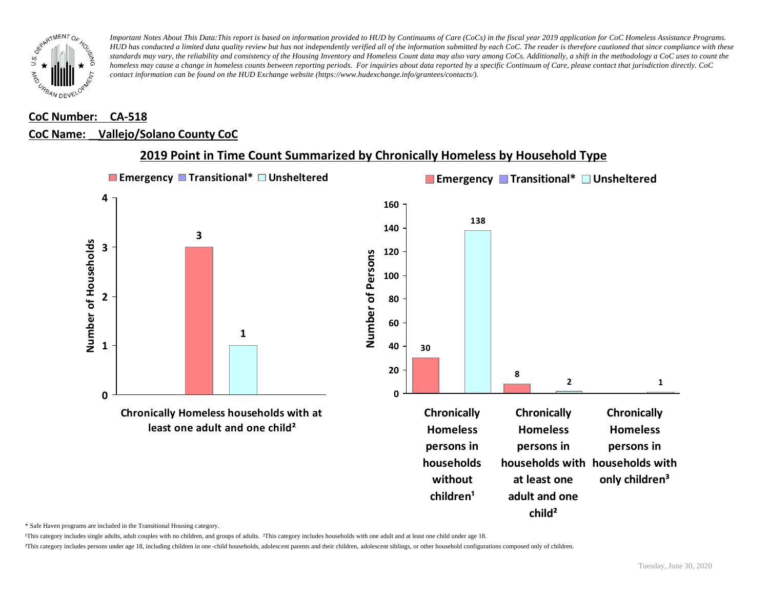*Important Notes About This Data: This report is based on information provided to HUD by Continuums of Care (CoCs) in the fiscal year 2019 application for CoC Homeless Assistance Programs. HUD has conducted a limited data quality review but has not independently verified all of the information submitted by each CoC. The reader is therefore cautioned that since compliance with these standards may vary, the reliability and consistency of the Housing Inventory and Homeless Count data may also vary among CoCs. Additionally, a shift in the methodology a CoC uses to count the homeless may cause a change in homeless counts between reporting periods. For inquiries about data reported by a specific Continuum of Care, please contact that jurisdiction directly. CoC contact information can be found on the HUD Exchange website (https://www.hudexchange.info/grantees/contacts/).*

**CoC Number: CA-518**

**CoC Name: Vallejo/Solano County CoC**

## 2019 Point in Time Count Summarized by Chronically Homeless by Household Type

Number of Households

| | Emergency | Transitional* | Unsheltered |
|---|---|---|---|
| Chronically Homeless households with at least one adult and one child² | 3 | | 1 |

Number of Persons

| | Emergency | Transitional* | Unsheltered |
|---|---|---|---|
| Chronically Homeless persons in households without children¹ | 30 | | 138 |
| Chronically Homeless persons in households with at least one adult and one child² | 8 | | 2 |
| Chronically Homeless persons in households with only children³ | | | 1 |

\* Safe Haven programs are included in the Transitional Housing category.

¹This category includes single adults, adult couples with no children, and groups of adults. ²This category includes households with one adult and at least one child under age 18.

³This category includes persons under age 18, including children in one-child households, adolescent parents and their children, adolescent siblings, or other household configurations composed only of children.

Tuesday, June 30, 2020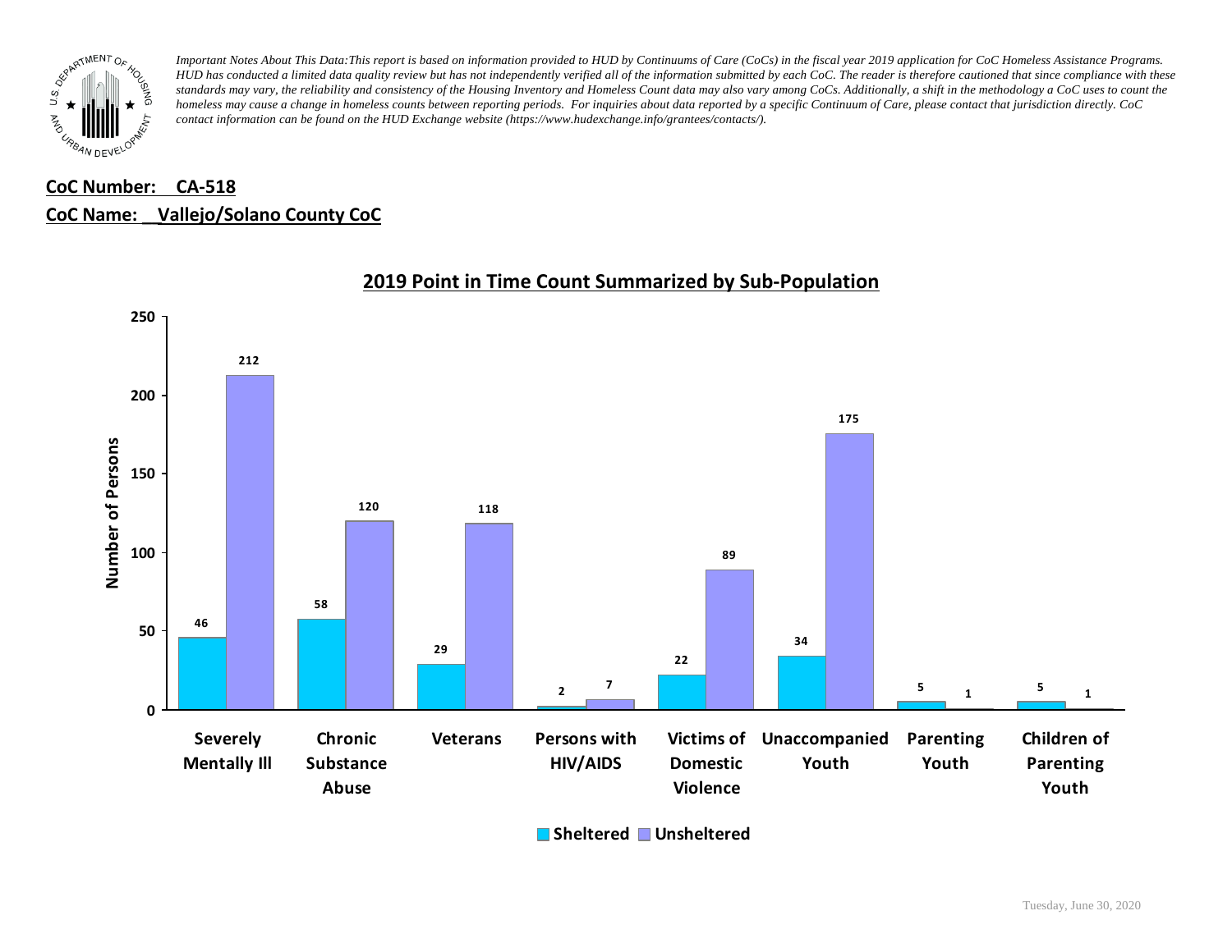*Important Notes About This Data:This report is based on information provided to HUD by Continuums of Care (CoCs) in the fiscal year 2019 application for CoC Homeless Assistance Programs. HUD has conducted a limited data quality review but has not independently verified all of the information submitted by each CoC. The reader is therefore cautioned that since compliance with these standards may vary, the reliability and consistency of the Housing Inventory and Homeless Count data may also vary among CoCs. Additionally, a shift in the methodology a CoC uses to count the homeless may cause a change in homeless counts between reporting periods. For inquiries about data reported by a specific Continuum of Care, please contact that jurisdiction directly. CoC contact information can be found on the HUD Exchange website (https://www.hudexchange.info/grantees/contacts/).*

**CoC Number: CA-518**

**CoC Name: Vallejo/Solano County CoC**

## 2019 Point in Time Count Summarized by Sub-Population

Number of Persons

0
50
100
150
200
250

Severely Mentally Ill: 46, 212
Chronic Substance Abuse: 58, 120
Veterans: 29, 118
Persons with HIV/AIDS: 2, 7
Victims of Domestic Violence: 22, 89
Unaccompanied Youth: 34, 175
Parenting Youth: 5, 1
Children of Parenting Youth: 5, 1

Sheltered
Unsheltered

Tuesday, June 30, 2020